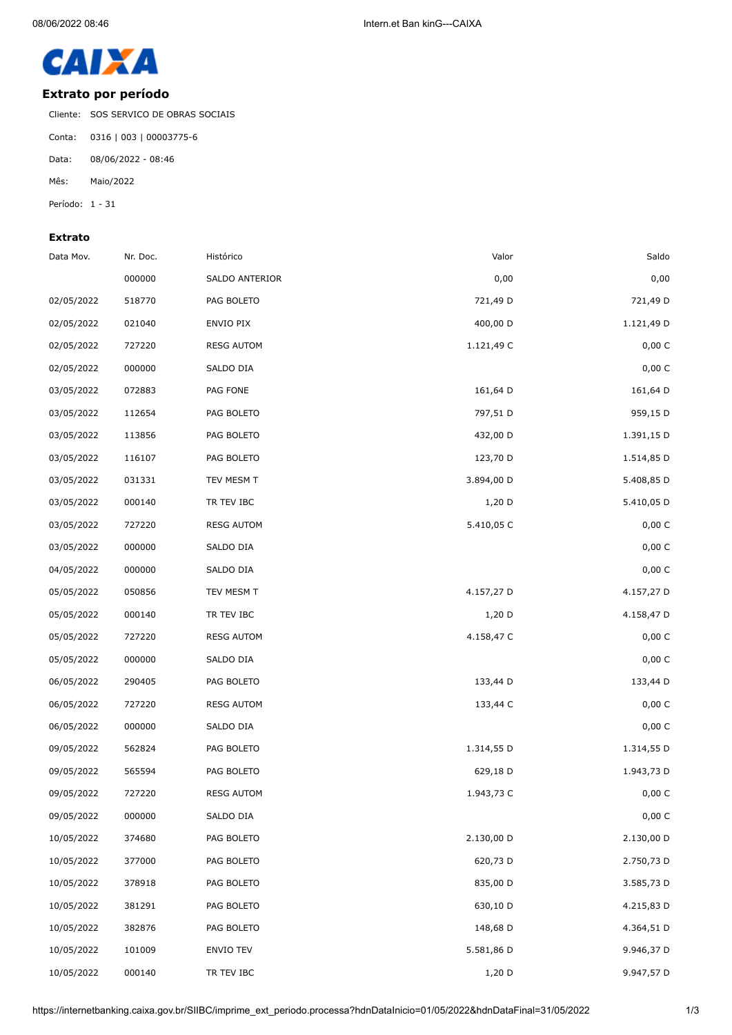CAIXA

## Extrato por período

Cliente: SOS SERVICO DE OBRAS SOCIAIS

Conta: 0316 | 003 | 00003775-6

Data: 08/06/2022 - 08:46

Mês: Maio/2022

Período: 1 - 31

### Extrato

| Data Mov. | Nr. Doc. | Histórico | Valor | Saldo |
|---|---|---|---|---|
| | 000000 | SALDO ANTERIOR | 0,00 | 0,00 |
| 02/05/2022 | 518770 | PAG BOLETO | 721,49 D | 721,49 D |
| 02/05/2022 | 021040 | ENVIO PIX | 400,00 D | 1.121,49 D |
| 02/05/2022 | 727220 | RESG AUTOM | 1.121,49 C | 0,00 C |
| 02/05/2022 | 000000 | SALDO DIA | | 0,00 C |
| 03/05/2022 | 072883 | PAG FONE | 161,64 D | 161,64 D |
| 03/05/2022 | 112654 | PAG BOLETO | 797,51 D | 959,15 D |
| 03/05/2022 | 113856 | PAG BOLETO | 432,00 D | 1.391,15 D |
| 03/05/2022 | 116107 | PAG BOLETO | 123,70 D | 1.514,85 D |
| 03/05/2022 | 031331 | TEV MESM T | 3.894,00 D | 5.408,85 D |
| 03/05/2022 | 000140 | TR TEV IBC | 1,20 D | 5.410,05 D |
| 03/05/2022 | 727220 | RESG AUTOM | 5.410,05 C | 0,00 C |
| 03/05/2022 | 000000 | SALDO DIA | | 0,00 C |
| 04/05/2022 | 000000 | SALDO DIA | | 0,00 C |
| 05/05/2022 | 050856 | TEV MESM T | 4.157,27 D | 4.157,27 D |
| 05/05/2022 | 000140 | TR TEV IBC | 1,20 D | 4.158,47 D |
| 05/05/2022 | 727220 | RESG AUTOM | 4.158,47 C | 0,00 C |
| 05/05/2022 | 000000 | SALDO DIA | | 0,00 C |
| 06/05/2022 | 290405 | PAG BOLETO | 133,44 D | 133,44 D |
| 06/05/2022 | 727220 | RESG AUTOM | 133,44 C | 0,00 C |
| 06/05/2022 | 000000 | SALDO DIA | | 0,00 C |
| 09/05/2022 | 562824 | PAG BOLETO | 1.314,55 D | 1.314,55 D |
| 09/05/2022 | 565594 | PAG BOLETO | 629,18 D | 1.943,73 D |
| 09/05/2022 | 727220 | RESG AUTOM | 1.943,73 C | 0,00 C |
| 09/05/2022 | 000000 | SALDO DIA | | 0,00 C |
| 10/05/2022 | 374680 | PAG BOLETO | 2.130,00 D | 2.130,00 D |
| 10/05/2022 | 377000 | PAG BOLETO | 620,73 D | 2.750,73 D |
| 10/05/2022 | 378918 | PAG BOLETO | 835,00 D | 3.585,73 D |
| 10/05/2022 | 381291 | PAG BOLETO | 630,10 D | 4.215,83 D |
| 10/05/2022 | 382876 | PAG BOLETO | 148,68 D | 4.364,51 D |
| 10/05/2022 | 101009 | ENVIO TEV | 5.581,86 D | 9.946,37 D |
| 10/05/2022 | 000140 | TR TEV IBC | 1,20 D | 9.947,57 D |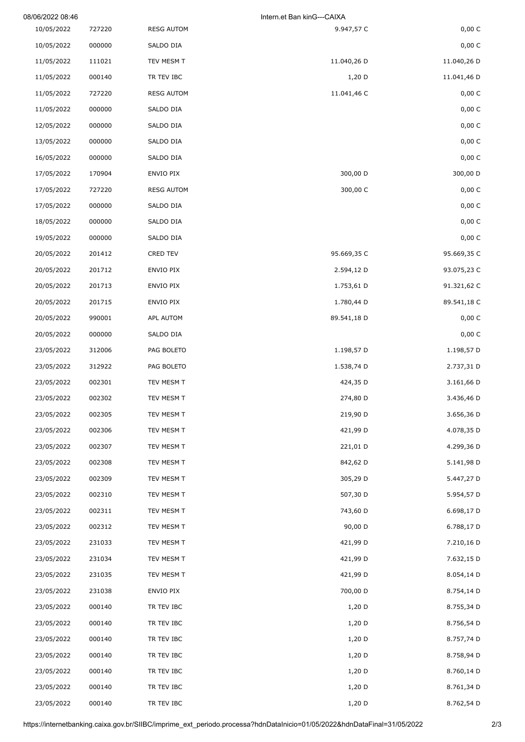| | | | | |
|---|---|---|---|---|
| 10/05/2022 | 727220 | RESG AUTOM | 9.947,57 C | 0,00 C |
| 10/05/2022 | 000000 | SALDO DIA | | 0,00 C |
| 11/05/2022 | 111021 | TEV MESM T | 11.040,26 D | 11.040,26 D |
| 11/05/2022 | 000140 | TR TEV IBC | 1,20 D | 11.041,46 D |
| 11/05/2022 | 727220 | RESG AUTOM | 11.041,46 C | 0,00 C |
| 11/05/2022 | 000000 | SALDO DIA | | 0,00 C |
| 12/05/2022 | 000000 | SALDO DIA | | 0,00 C |
| 13/05/2022 | 000000 | SALDO DIA | | 0,00 C |
| 16/05/2022 | 000000 | SALDO DIA | | 0,00 C |
| 17/05/2022 | 170904 | ENVIO PIX | 300,00 D | 300,00 D |
| 17/05/2022 | 727220 | RESG AUTOM | 300,00 C | 0,00 C |
| 17/05/2022 | 000000 | SALDO DIA | | 0,00 C |
| 18/05/2022 | 000000 | SALDO DIA | | 0,00 C |
| 19/05/2022 | 000000 | SALDO DIA | | 0,00 C |
| 20/05/2022 | 201412 | CRED TEV | 95.669,35 C | 95.669,35 C |
| 20/05/2022 | 201712 | ENVIO PIX | 2.594,12 D | 93.075,23 C |
| 20/05/2022 | 201713 | ENVIO PIX | 1.753,61 D | 91.321,62 C |
| 20/05/2022 | 201715 | ENVIO PIX | 1.780,44 D | 89.541,18 C |
| 20/05/2022 | 990001 | APL AUTOM | 89.541,18 D | 0,00 C |
| 20/05/2022 | 000000 | SALDO DIA | | 0,00 C |
| 23/05/2022 | 312006 | PAG BOLETO | 1.198,57 D | 1.198,57 D |
| 23/05/2022 | 312922 | PAG BOLETO | 1.538,74 D | 2.737,31 D |
| 23/05/2022 | 002301 | TEV MESM T | 424,35 D | 3.161,66 D |
| 23/05/2022 | 002302 | TEV MESM T | 274,80 D | 3.436,46 D |
| 23/05/2022 | 002305 | TEV MESM T | 219,90 D | 3.656,36 D |
| 23/05/2022 | 002306 | TEV MESM T | 421,99 D | 4.078,35 D |
| 23/05/2022 | 002307 | TEV MESM T | 221,01 D | 4.299,36 D |
| 23/05/2022 | 002308 | TEV MESM T | 842,62 D | 5.141,98 D |
| 23/05/2022 | 002309 | TEV MESM T | 305,29 D | 5.447,27 D |
| 23/05/2022 | 002310 | TEV MESM T | 507,30 D | 5.954,57 D |
| 23/05/2022 | 002311 | TEV MESM T | 743,60 D | 6.698,17 D |
| 23/05/2022 | 002312 | TEV MESM T | 90,00 D | 6.788,17 D |
| 23/05/2022 | 231033 | TEV MESM T | 421,99 D | 7.210,16 D |
| 23/05/2022 | 231034 | TEV MESM T | 421,99 D | 7.632,15 D |
| 23/05/2022 | 231035 | TEV MESM T | 421,99 D | 8.054,14 D |
| 23/05/2022 | 231038 | ENVIO PIX | 700,00 D | 8.754,14 D |
| 23/05/2022 | 000140 | TR TEV IBC | 1,20 D | 8.755,34 D |
| 23/05/2022 | 000140 | TR TEV IBC | 1,20 D | 8.756,54 D |
| 23/05/2022 | 000140 | TR TEV IBC | 1,20 D | 8.757,74 D |
| 23/05/2022 | 000140 | TR TEV IBC | 1,20 D | 8.758,94 D |
| 23/05/2022 | 000140 | TR TEV IBC | 1,20 D | 8.760,14 D |
| 23/05/2022 | 000140 | TR TEV IBC | 1,20 D | 8.761,34 D |
| 23/05/2022 | 000140 | TR TEV IBC | 1,20 D | 8.762,54 D |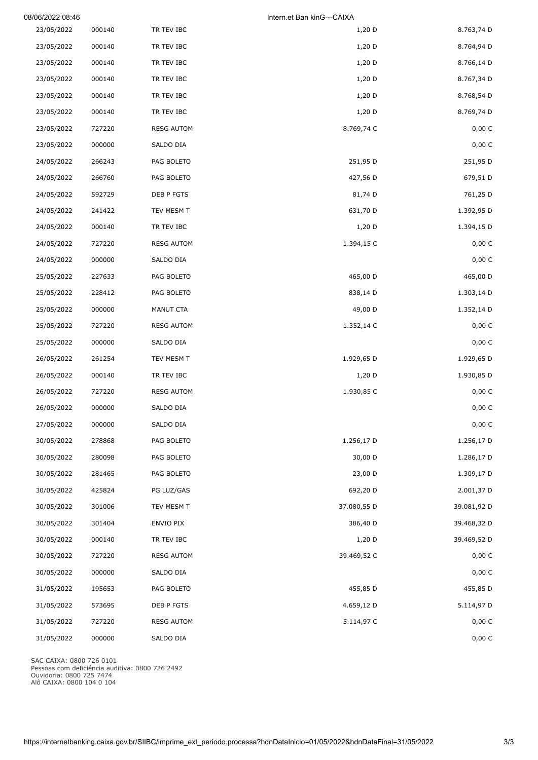| | | | | |
|---|---|---|---|---|
| 23/05/2022 | 000140 | TR TEV IBC | 1,20 D | 8.763,74 D |
| 23/05/2022 | 000140 | TR TEV IBC | 1,20 D | 8.764,94 D |
| 23/05/2022 | 000140 | TR TEV IBC | 1,20 D | 8.766,14 D |
| 23/05/2022 | 000140 | TR TEV IBC | 1,20 D | 8.767,34 D |
| 23/05/2022 | 000140 | TR TEV IBC | 1,20 D | 8.768,54 D |
| 23/05/2022 | 000140 | TR TEV IBC | 1,20 D | 8.769,74 D |
| 23/05/2022 | 727220 | RESG AUTOM | 8.769,74 C | 0,00 C |
| 23/05/2022 | 000000 | SALDO DIA | | 0,00 C |
| 24/05/2022 | 266243 | PAG BOLETO | 251,95 D | 251,95 D |
| 24/05/2022 | 266760 | PAG BOLETO | 427,56 D | 679,51 D |
| 24/05/2022 | 592729 | DEB P FGTS | 81,74 D | 761,25 D |
| 24/05/2022 | 241422 | TEV MESM T | 631,70 D | 1.392,95 D |
| 24/05/2022 | 000140 | TR TEV IBC | 1,20 D | 1.394,15 D |
| 24/05/2022 | 727220 | RESG AUTOM | 1.394,15 C | 0,00 C |
| 24/05/2022 | 000000 | SALDO DIA | | 0,00 C |
| 25/05/2022 | 227633 | PAG BOLETO | 465,00 D | 465,00 D |
| 25/05/2022 | 228412 | PAG BOLETO | 838,14 D | 1.303,14 D |
| 25/05/2022 | 000000 | MANUT CTA | 49,00 D | 1.352,14 D |
| 25/05/2022 | 727220 | RESG AUTOM | 1.352,14 C | 0,00 C |
| 25/05/2022 | 000000 | SALDO DIA | | 0,00 C |
| 26/05/2022 | 261254 | TEV MESM T | 1.929,65 D | 1.929,65 D |
| 26/05/2022 | 000140 | TR TEV IBC | 1,20 D | 1.930,85 D |
| 26/05/2022 | 727220 | RESG AUTOM | 1.930,85 C | 0,00 C |
| 26/05/2022 | 000000 | SALDO DIA | | 0,00 C |
| 27/05/2022 | 000000 | SALDO DIA | | 0,00 C |
| 30/05/2022 | 278868 | PAG BOLETO | 1.256,17 D | 1.256,17 D |
| 30/05/2022 | 280098 | PAG BOLETO | 30,00 D | 1.286,17 D |
| 30/05/2022 | 281465 | PAG BOLETO | 23,00 D | 1.309,17 D |
| 30/05/2022 | 425824 | PG LUZ/GAS | 692,20 D | 2.001,37 D |
| 30/05/2022 | 301006 | TEV MESM T | 37.080,55 D | 39.081,92 D |
| 30/05/2022 | 301404 | ENVIO PIX | 386,40 D | 39.468,32 D |
| 30/05/2022 | 000140 | TR TEV IBC | 1,20 D | 39.469,52 D |
| 30/05/2022 | 727220 | RESG AUTOM | 39.469,52 C | 0,00 C |
| 30/05/2022 | 000000 | SALDO DIA | | 0,00 C |
| 31/05/2022 | 195653 | PAG BOLETO | 455,85 D | 455,85 D |
| 31/05/2022 | 573695 | DEB P FGTS | 4.659,12 D | 5.114,97 D |
| 31/05/2022 | 727220 | RESG AUTOM | 5.114,97 C | 0,00 C |
| 31/05/2022 | 000000 | SALDO DIA | | 0,00 C |

SAC CAIXA: 0800 726 0101
Pessoas com deficiência auditiva: 0800 726 2492
Ouvidoria: 0800 725 7474
Alô CAIXA: 0800 104 0 104